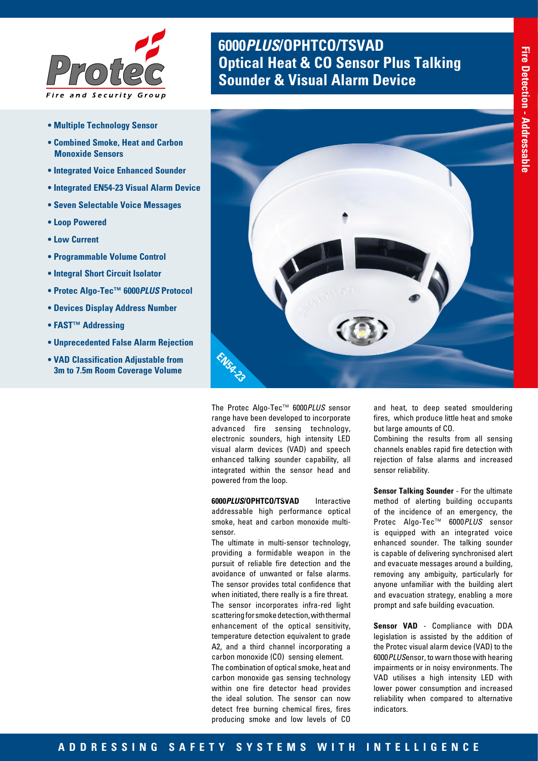# 6000*PLUS*/OPHTCO/TSVAD
# Optical Heat & CO Sensor Plus Talking Sounder & Visual Alarm Device

Fire Detection - Addressable

- **Multiple Technology Sensor**
- **Combined Smoke, Heat and Carbon Monoxide Sensors**
- **Integrated Voice Enhanced Sounder**
- **Integrated EN54-23 Visual Alarm Device**
- **Seven Selectable Voice Messages**
- **Loop Powered**
- **Low Current**
- **Programmable Volume Control**
- **Integral Short Circuit Isolator**
- **Protec Algo-Tec™ 6000*PLUS* Protocol**
- **Devices Display Address Number**
- **FAST™ Addressing**
- **Unprecedented False Alarm Rejection**
- **VAD Classification Adjustable from 3m to 7.5m Room Coverage Volume**

EN54-23

The Protec Algo-Tec™ 6000*PLUS* sensor range have been developed to incorporate advanced fire sensing technology, electronic sounders, high intensity LED visual alarm devices (VAD) and speech enhanced talking sounder capability, all integrated within the sensor head and powered from the loop.

**6000*PLUS*/OPHTCO/TSVAD** Interactive addressable high performance optical smoke, heat and carbon monoxide multi-sensor.

The ultimate in multi-sensor technology, providing a formidable weapon in the pursuit of reliable fire detection and the avoidance of unwanted or false alarms. The sensor provides total confidence that when initiated, there really is a fire threat. The sensor incorporates infra-red light scattering for smoke detection, with thermal enhancement of the optical sensitivity, temperature detection equivalent to grade A2, and a third channel incorporating a carbon monoxide (CO) sensing element.

The combination of optical smoke, heat and carbon monoxide gas sensing technology within one fire detector head provides the ideal solution. The sensor can now detect free burning chemical fires, fires producing smoke and low levels of CO and heat, to deep seated smouldering fires, which produce little heat and smoke but large amounts of CO.

Combining the results from all sensing channels enables rapid fire detection with rejection of false alarms and increased sensor reliability.

**Sensor Talking Sounder** - For the ultimate method of alerting building occupants of the incidence of an emergency, the Protec Algo-Tec™ 6000*PLUS* sensor is equipped with an integrated voice enhanced sounder. The talking sounder is capable of delivering synchronised alert and evacuate messages around a building, removing any ambiguity, particularly for anyone unfamiliar with the building alert and evacuation strategy, enabling a more prompt and safe building evacuation.

**Sensor VAD** - Compliance with DDA legislation is assisted by the addition of the Protec visual alarm device (VAD) to the 6000*PLUS*ensor, to warn those with hearing impairments or in noisy environments. The VAD utilises a high intensity LED with lower power consumption and increased reliability when compared to alternative indicators.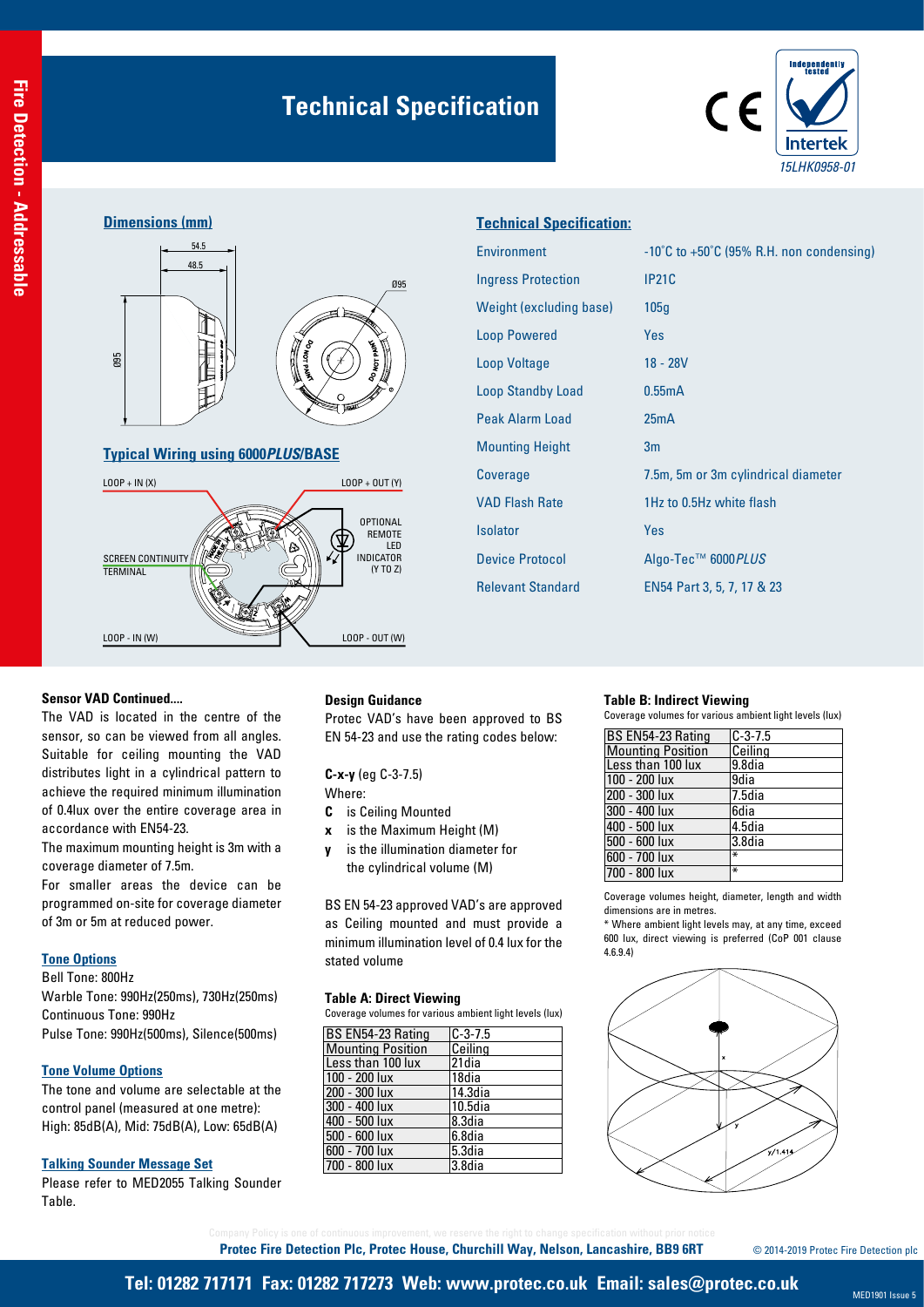# Technical Specification

15LHK0958-01

## Dimensions (mm)

54.5
48.5
Ø95
Ø95

## Typical Wiring using 6000*PLUS*/BASE

LOOP + IN (X)
LOOP + OUT (Y)
OPTIONAL REMOTE LED INDICATOR (Y TO Z)
SCREEN CONTINUITY TERMINAL
LOOP - IN (W)
LOOP - OUT (W)

## Technical Specification:

| | |
|---|---|
| Environment | -10˚C to +50˚C (95% R.H. non condensing) |
| Ingress Protection | IP21C |
| Weight (excluding base) | 105g |
| Loop Powered | Yes |
| Loop Voltage | 18 - 28V |
| Loop Standby Load | 0.55mA |
| Peak Alarm Load | 25mA |
| Mounting Height | 3m |
| Coverage | 7.5m, 5m or 3m cylindrical diameter |
| VAD Flash Rate | 1Hz to 0.5Hz white flash |
| Isolator | Yes |
| Device Protocol | Algo-Tec™ 6000*PLUS* |
| Relevant Standard | EN54 Part 3, 5, 7, 17 & 23 |

**Sensor VAD Continued....**

The VAD is located in the centre of the sensor, so can be viewed from all angles. Suitable for ceiling mounting the VAD distributes light in a cylindrical pattern to achieve the required minimum illumination of 0.4lux over the entire coverage area in accordance with EN54-23.

The maximum mounting height is 3m with a coverage diameter of 7.5m.

For smaller areas the device can be programmed on-site for coverage diameter of 3m or 5m at reduced power.

### Tone Options

Bell Tone: 800Hz
Warble Tone: 990Hz(250ms), 730Hz(250ms)
Continuous Tone: 990Hz
Pulse Tone: 990Hz(500ms), Silence(500ms)

### Tone Volume Options

The tone and volume are selectable at the control panel (measured at one metre):
High: 85dB(A), Mid: 75dB(A), Low: 65dB(A)

### Talking Sounder Message Set

Please refer to MED2055 Talking Sounder Table.

**Design Guidance**

Protec VAD's have been approved to BS EN 54-23 and use the rating codes below:

**C-x-y** (eg C-3-7.5)
Where:

- **C** is Ceiling Mounted
- **x** is the Maximum Height (M)
- **y** is the illumination diameter for the cylindrical volume (M)

BS EN 54-23 approved VAD's are approved as Ceiling mounted and must provide a minimum illumination level of 0.4 lux for the stated volume

**Table A: Direct Viewing**
Coverage volumes for various ambient light levels (lux)

| BS EN54-23 Rating | C-3-7.5 |
|---|---|
| Mounting Position | Ceiling |
| Less than 100 lux | 21dia |
| 100 - 200 lux | 18dia |
| 200 - 300 lux | 14.3dia |
| 300 - 400 lux | 10.5dia |
| 400 - 500 lux | 8.3dia |
| 500 - 600 lux | 6.8dia |
| 600 - 700 lux | 5.3dia |
| 700 - 800 lux | 3.8dia |

**Table B: Indirect Viewing**
Coverage volumes for various ambient light levels (lux)

| BS EN54-23 Rating | C-3-7.5 |
|---|---|
| Mounting Position | Ceiling |
| Less than 100 lux | 9.8dia |
| 100 - 200 lux | 9dia |
| 200 - 300 lux | 7.5dia |
| 300 - 400 lux | 6dia |
| 400 - 500 lux | 4.5dia |
| 500 - 600 lux | 3.8dia |
| 600 - 700 lux | * |
| 700 - 800 lux | * |

Coverage volumes height, diameter, length and width dimensions are in metres.

* Where ambient light levels may, at any time, exceed 600 lux, direct viewing is preferred (CoP 001 clause 4.6.9.4)

x
y
y/1.414

Company Policy is one of continuous improvement, we reserve the right to change specification without prior notice

**Protec Fire Detection Plc, Protec House, Churchill Way, Nelson, Lancashire, BB9 6RT**

© 2014-2019 Protec Fire Detection plc

**Tel: 01282 717171 Fax: 01282 717273 Web: www.protec.co.uk Email: sales@protec.co.uk**

MED1901 Issue 5